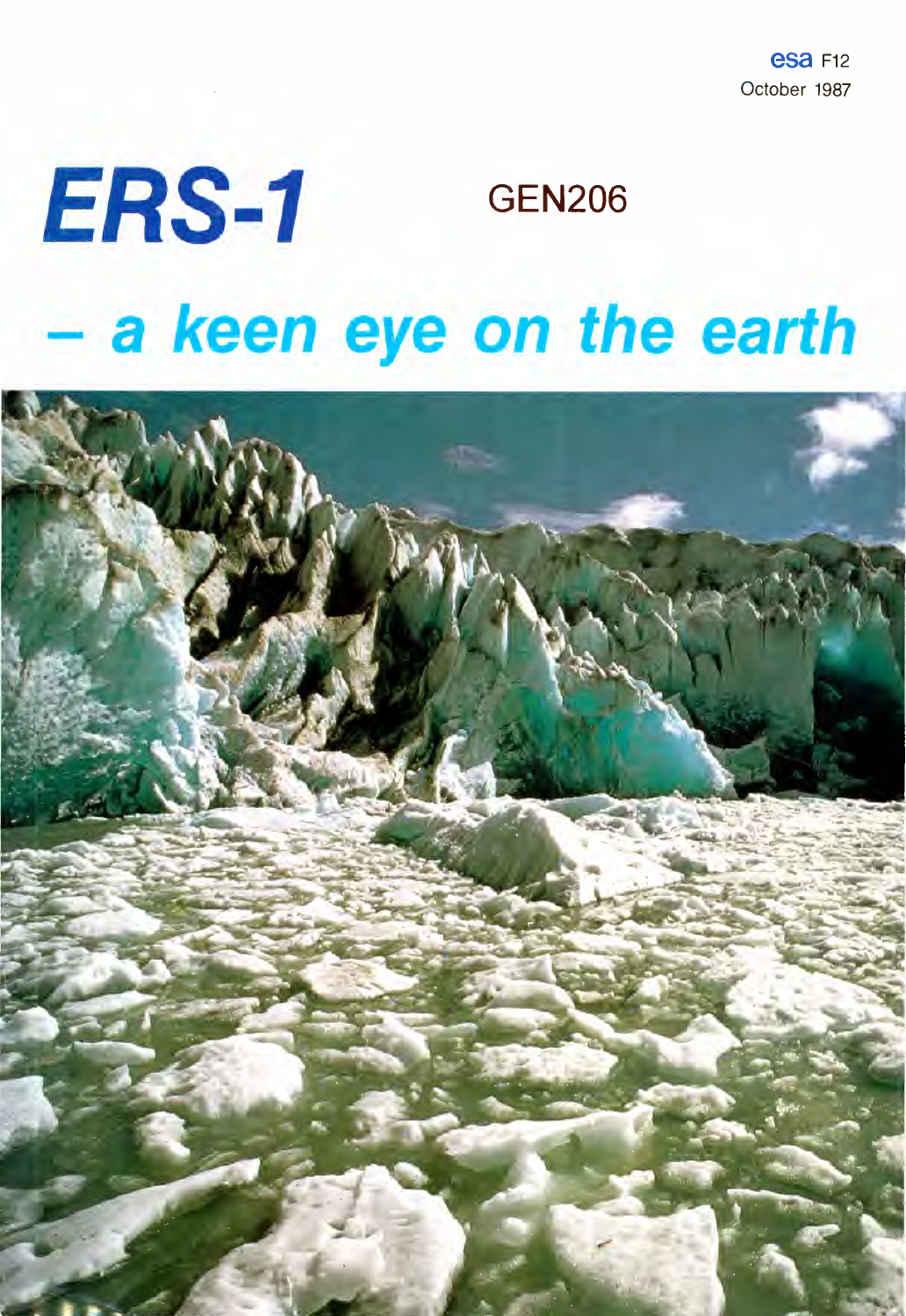esa F12
October 1987

# ERS-1

GEN206

## – a keen eye on the earth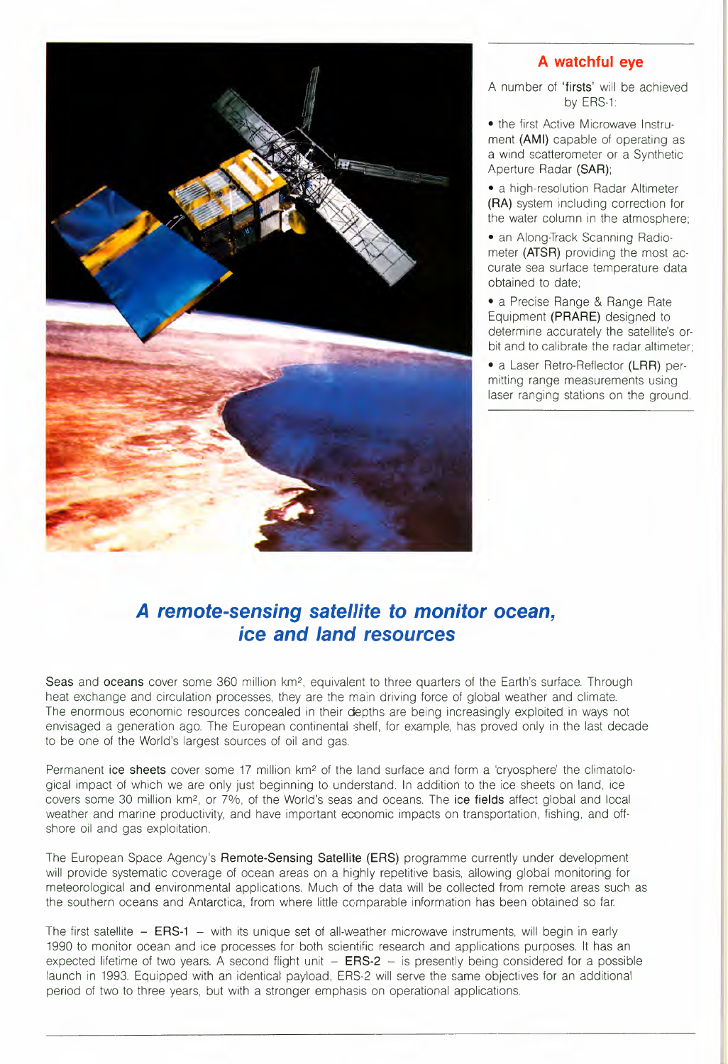### A watchful eye

A number of 'firsts' will be achieved by ERS-1:

- the first Active Microwave Instrument **(AMI)** capable of operating as a wind scatterometer or a Synthetic Aperture Radar **(SAR)**;
- a high-resolution Radar Altimeter **(RA)** system including correction for the water column in the atmosphere;
- an Along-Track Scanning Radiometer **(ATSR)** providing the most accurate sea surface temperature data obtained to date;
- a Precise Range & Range Rate Equipment **(PRARE)** designed to determine accurately the satellite's orbit and to calibrate the radar altimeter;
- a Laser Retro-Reflector **(LRR)** permitting range measurements using laser ranging stations on the ground.

## *A remote-sensing satellite to monitor ocean, ice and land resources*

Seas and oceans cover some 360 million km², equivalent to three quarters of the Earth's surface. Through heat exchange and circulation processes, they are the main driving force of global weather and climate. The enormous economic resources concealed in their depths are being increasingly exploited in ways not envisaged a generation ago. The European continental shelf, for example, has proved only in the last decade to be one of the World's largest sources of oil and gas.

Permanent ice sheets cover some 17 million km² of the land surface and form a 'cryosphere' the climatological impact of which we are only just beginning to understand. In addition to the ice sheets on land, ice covers some 30 million km², or 7%, of the World's seas and oceans. The ice fields affect global and local weather and marine productivity, and have important economic impacts on transportation, fishing, and offshore oil and gas exploitation.

The European Space Agency's Remote-Sensing Satellite (ERS) programme currently under development will provide systematic coverage of ocean areas on a highly repetitive basis, allowing global monitoring for meteorological and environmental applications. Much of the data will be collected from remote areas such as the southern oceans and Antarctica, from where little comparable information has been obtained so far.

The first satellite – **ERS-1** – with its unique set of all-weather microwave instruments, will begin in early 1990 to monitor ocean and ice processes for both scientific research and applications purposes. It has an expected lifetime of two years. A second flight unit – **ERS-2** – is presently being considered for a possible launch in 1993. Equipped with an identical payload, ERS-2 will serve the same objectives for an additional period of two to three years, but with a stronger emphasis on operational applications.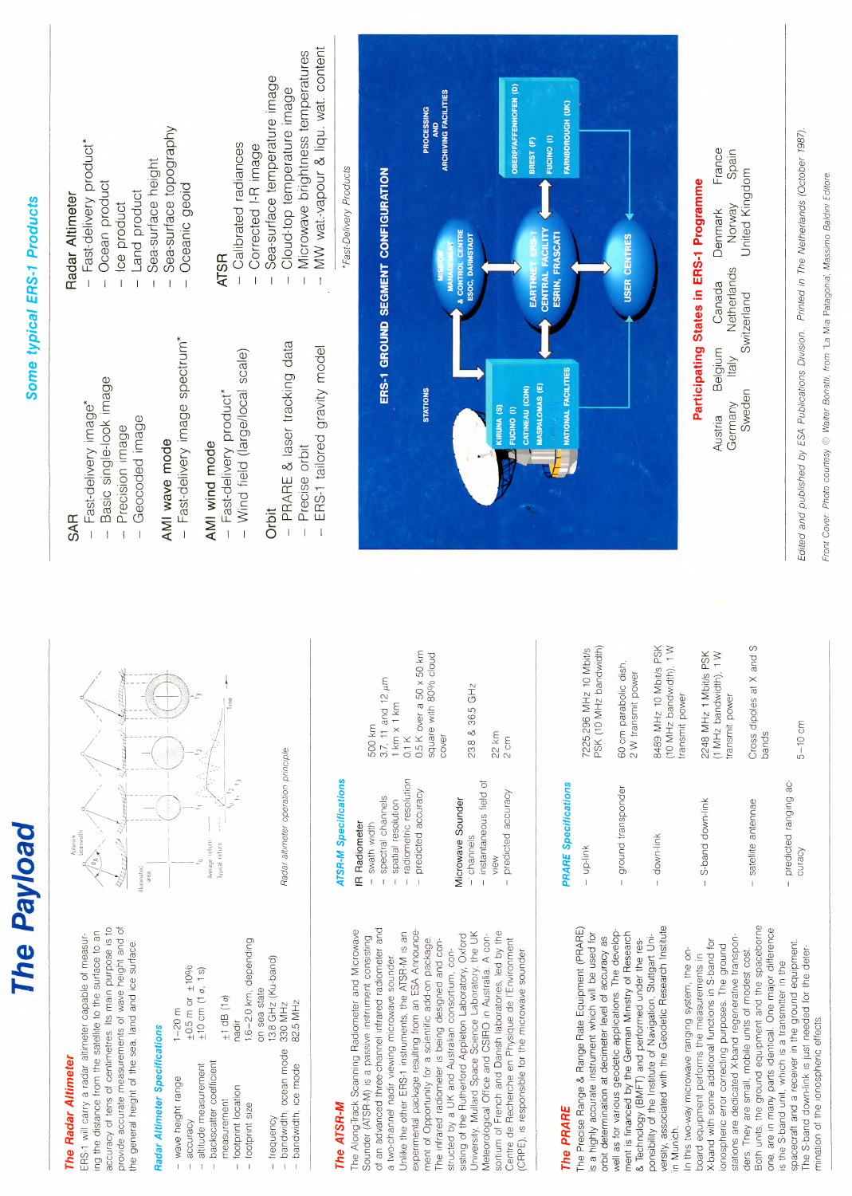# The Payload

## The Radar Altimeter

ERS-1 will carry a radar altimeter capable of measuring the distance from the satellite to the surface to an accuracy of tens of centimetres. Its main purpose is to provide accurate measurements of wave height and of the general height of the sea, land and ice surface.

### *Radar Altimeter Specifications*

| | |
|---|---|
| – wave height range | 1–20 m |
| – accuracy | ±0.5 m or ±10% |
| – altitude measurement | ±10 cm (1 σ, 1 s) |
| – backscatter coefficient measurement | ±1 dB (1σ) |
| – footprint location | nadir |
| – footprint size | 1.6–2.0 km, depending on sea state |
| – frequency | 13.8 GHz (Ku-band) |
| – bandwidth, ocean mode | 330 MHz |
| – bandwidth, ice mode | 82.5 MHz |

*Radar altimeter operation principle.*

## The ATSR-M

The Along-Track Scanning Radiometer and Microwave Sounder (ATSR-M) is a passive instrument consisting of an advanced three-channel infrared radiometer and a two-channel nadir viewing microwave sounder. Unlike the other ERS-1 instruments, the ATSR-M is an experimental package resulting from an ESA Announcement of Opportunity for a scientific add-on package. The infrared radiometer is being designed and constructed by a UK and Australian consortium, consisting of the Rutherford Appleton Laboratory, Oxford University, Mullard Space Science Laboratory, the UK Meteorological Office and CSIRO in Australia. A consortium of French and Danish laboratories, led by the Centre de Recherche en Physique de l'Environment (CRPE), is responsible for the microwave sounder.

### *ATSR-M Specifications*

**IR Radiometer**

| | |
|---|---|
| – swath width | 500 km |
| – spectral channels | 3.7, 11 and 12 μm |
| – spatial resolution | 1 km x 1 km |
| – radiometric resolution | 0.1 K |
| – predicted accuracy | 0.5 K over a 50 x 50 km square with 80% cloud cover |

**Microwave Sounder**

| | |
|---|---|
| – channels | 23.8 & 36.5 GHz |
| – instantaneous field of view | 22 km |
| – predicted accuracy | 2 cm |

## The PRARE

The Precise Range & Range Rate Equipment (PRARE) is a highly accurate instrument which will be used for orbit determination at decimeter level of accuracy as well as for various geodetic applications. The development is financed by the German Ministry of Research & Technology (BMFT) and performed under the responsibility of the Institute of Navigation, Stuttgart University, associated with the Geodetic Research Institute in Munich.

In this two-way microwave ranging system, the on-board equipment performs the measurements in X-band with some additional functions in S-band for ionospheric error correcting purposes. The ground stations are dedicated X-band regenerative transponders. They are small, mobile units of modest cost. Both units, the ground equipment and the spaceborne one, are in many parts identical. One major difference is the S-band unit, which is a transmitter in the spacecraft and a receiver in the ground equipment. The S-band down-link is just needed for the determination of the ionospheric effects.

### *PRARE Specifications*

| | |
|---|---|
| – up-link | 7225.296 MHz 10 Mbit/s PSK (10 MHz bandwidth) |
| – ground transponder | 60 cm parabolic dish, 2 W transmit power |
| – down-link | 8489 MHz 10 Mbit/s PSK (10 MHz bandwidth), 1 W transmit power |
| – S-band down-link | 2248 MHz 1 Mbit/s PSK (1 MHz bandwidth), 1 W transmit power |
| – satellite antennae | Cross dipoles at X and S bands |
| – predicted ranging accuracy | 5–10 cm |

## Some typical ERS-1 Products

**SAR**
- Fast-delivery image*
- Basic single-look image
- Precision image
- Geocoded image

**AMI wave mode**
- Fast-delivery image spectrum*

**AMI wind mode**
- Fast-delivery product*
- Wind field (large/local scale)

**Orbit**
- PRARE & laser tracking data
- Precise orbit
- ERS-1 tailored gravity model

**Radar Altimeter**
- Fast-delivery product*
- Ocean product
- Ice product
- Land product
- Sea-surface height
- Sea-surface topography
- Oceanic geoid

**ATSR**
- Calibrated radiances
- Corrected I-R image
- Sea-surface temperature image
- Cloud-top temperature image
- Microwave brightness temperatures
- MW wat.-vapour & liqu. wat. content

*Fast-Delivery Products

**ERS-1 GROUND SEGMENT CONFIGURATION**

STATIONS: KIRUNA (S), FUCINO (I), GATINEAU (CDN), MASPALOMAS (E), NATIONAL FACILITIES

MISSION MANAGEMENT & CONTROL CENTRE ESOC, DARMSTADT

EARTHNET ERS-1 CENTRAL FACILITY ESRIN, FRASCATI

USER CENTRES

PROCESSING AND ARCHIVING FACILITIES: OBERPFAFFENHOFEN (D), BREST (F), FUCINO (I), FARNBOROUGH (UK)

## Participating States in ERS-1 Programme

Austria, Belgium, Canada, Denmark, France, Germany, Italy, Netherlands, Norway, Spain, Sweden, Switzerland, United Kingdom

*Edited and published by ESA Publications Division. Printed in The Netherlands (October 1987).*

*Front Cover: Photo courtesy © Walter Bonatti, from 'La Mia Patagonia', Massimo Baldini Editore.*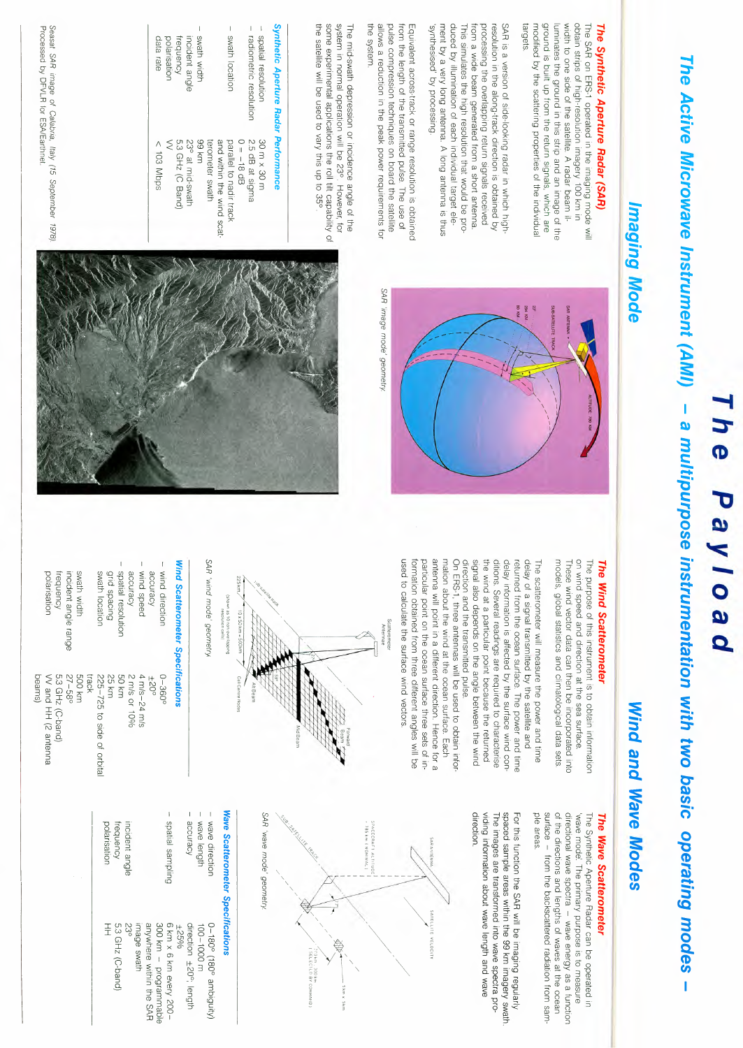# The Payload

## The Active Microwave Instrument (AMI) – a multipurpose instrumentation with two basic operating modes –

## Imaging Mode

### The Synthetic Aperture Radar (SAR)

The SAR on ERS-1 operated in the imaging mode will obtain strips of high-resolution imagery 100 km in width to one side of the satellite. A radar beam illuminates the ground in this strip and an image of the ground is built up from the return signals, which are modified by the scattering properties of the individual targets.

SAR is a version of side-looking radar in which high-resolution in the along-track direction is obtained by processing the overlapping return signals received from a wide beam generated from a short antenna. This simulates the high resolution that would be produced by illumination of each individual target element by a very long antenna. A long antenna is thus 'synthesised' by processing.

Equivalent across-track or range resolution is obtained from the length of the transmitted pulse. The use of pulse compression techniques on board the satellite allows a reduction in the peak power requirements for the system.

The mid-swath depression or incidence angle of the system in normal operation will be 23°. However, for some experimental applications the roll tilt capability of the satellite will be used to vary this up to 35°.

### Synthetic Aperture Radar Performance

- spatial resolution — 30 m x 30 m
- radiometric resolution — 2.5 dB at sigma 0 = –18 dB
- swath location — parallel to nadir track and within the wind scatterometer swath
- swath width — 99 km
- incident angle — 23° at mid-swath
- frequency — 5.3 GHz (C Band)
- polarisation — VV
- data rate — < 103 Mbps

SAR 'image mode' geometry

Seasat SAR image of Calabria, Italy (15 September 1978) Processed by DFVLR for ESA/Earthnet.

## Wind and Wave Modes

### The Wind Scatterometer

The purpose of this instrument is to obtain information on wind speed and direction at the sea surface. These wind vector data can then be incorporated into models, global statistics and climatological data sets.

The scatterometer will measure the power and time delay of a signal transmitted by the satellite and returned from the ocean surface. The power and time delay information is affected by the surface wind conditions. Several readings are required to characterise the wind at a particular point because the returned signal also depends on the angle between the wind direction and the transmitted pulse.

On ERS-1, three antennas will be used to obtain information about the wind at the ocean surface. Each antenna will point in a different direction. Hence for a particular point on the ocean surface three sets of information obtained from three different angles will be used to calculate the surface wind vectors.

SAR 'wind mode' geometry

### Wind Scatterometer Specifications

- wind direction — 0–360°
- accuracy — ±20°
- wind speed — 4 m/s–24 m/s
- accuracy — 2 m/s or 10%
- spatial resolution — 50 km
- grid spacing — 25 km
- swath location — 225–725 to side of orbital track
- swath width — 500 km
- incident angle range — 27–58°
- frequency — 5.3 GHz (C-band)
- polarisation — VV and HH (2 antenna beams)

### The Wave Scatterometer

The Synthetic Aperture Radar can be operated in 'wave mode'. The primary purpose is to measure directional wave spectra – wave energy as a function of the directions and lengths of waves at the ocean surface – from the backscattered radiation from sample areas.

For this function the SAR will be imaging regularly spaced sample areas within the 99 km imagery swath. The images are transformed into wave spectra providing information about wave length and wave direction.

SAR 'wave mode' geometry

### Wave Scatterometer Specifications

- wave direction — 0–180° (180° ambiguity)
- wave length — 100–1000 m
- accuracy — direction ±20°, length ±25%
- spatial sampling — 6 km x 6 km every 200–300 km – programmable anywhere within the SAR image swath
- incident angle — 23°
- frequency — 5.3 GHz (C-band)
- polarisation — HH